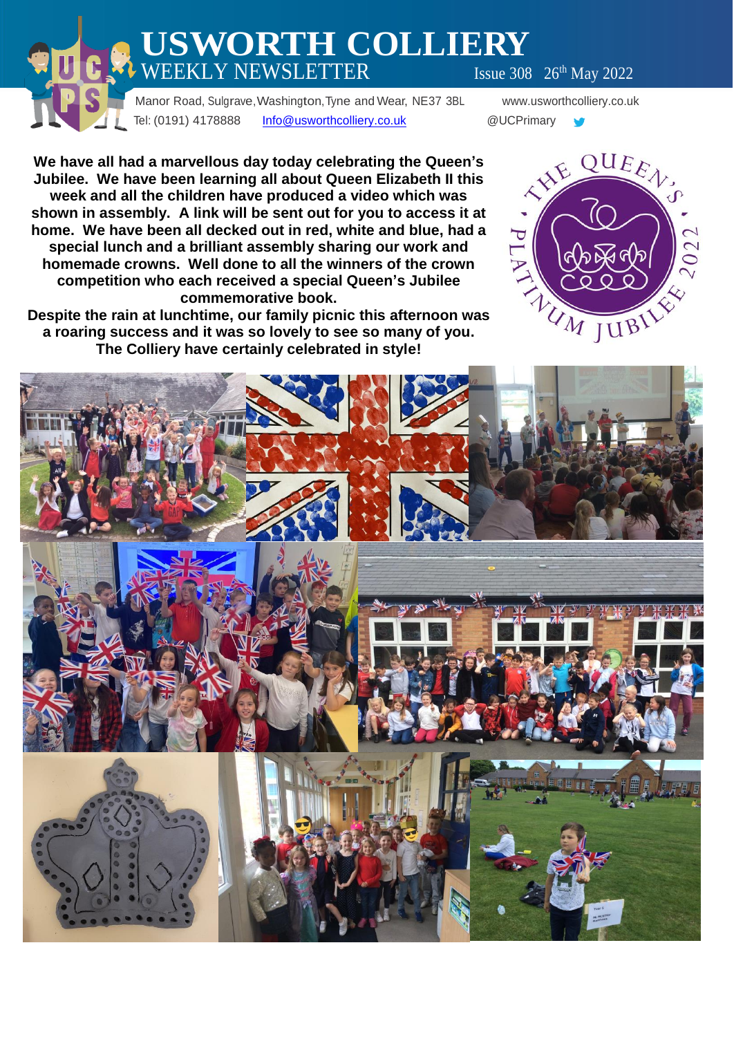# USWORTH COLLIERY

## WEEKLY NEWSLETTER

Issue 308 26th May 2022

Manor Road, Sulgrave, Washington, Tyne and Wear, NE37 3BL

www.usworthcolliery.co.uk

Tel: (0191) 4178888

Info@usworthcolliery.co.uk

@UCPrimary

**We have all had a marvellous day today celebrating the Queen's Jubilee. We have been learning all about Queen Elizabeth II this week and all the children have produced a video which was shown in assembly. A link will be sent out for you to access it at home. We have been all decked out in red, white and blue, had a special lunch and a brilliant assembly sharing our work and homemade crowns. Well done to all the winners of the crown competition who each received a special Queen's Jubilee commemorative book.**

**Despite the rain at lunchtime, our family picnic this afternoon was a roaring success and it was so lovely to see so many of you. The Colliery have certainly celebrated in style!**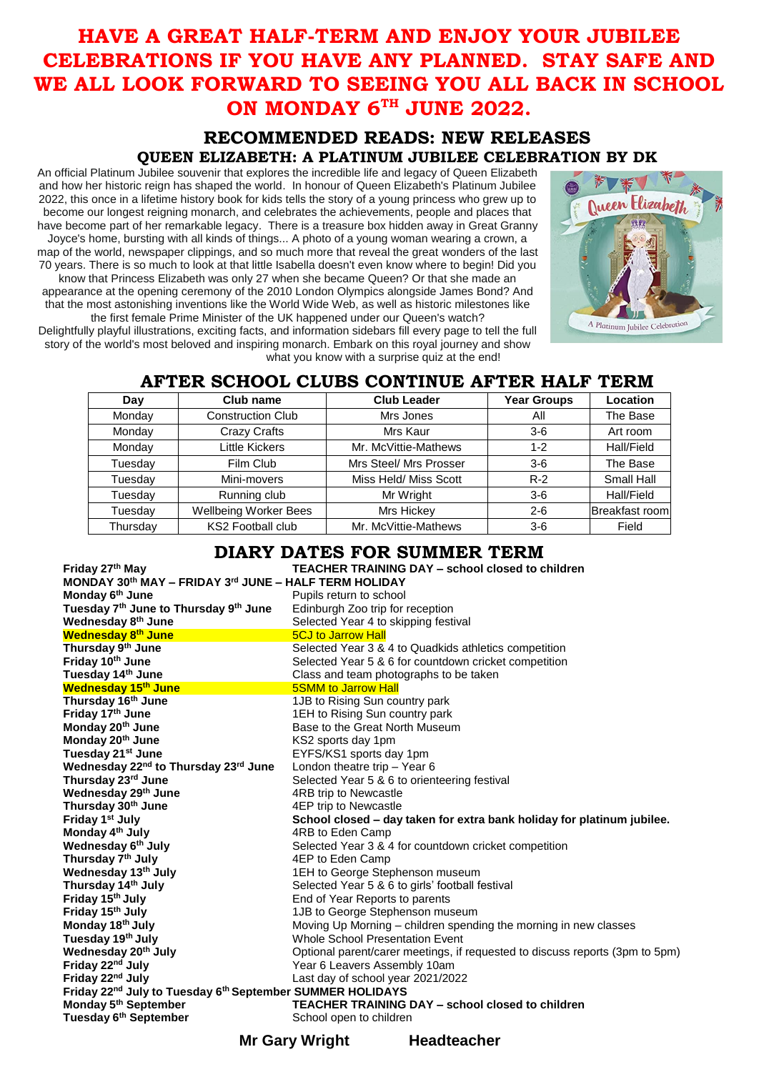# HAVE A GREAT HALF-TERM AND ENJOY YOUR JUBILEE CELEBRATIONS IF YOU HAVE ANY PLANNED. STAY SAFE AND WE ALL LOOK FORWARD TO SEEING YOU ALL BACK IN SCHOOL ON MONDAY 6TH JUNE 2022.

## RECOMMENDED READS: NEW RELEASES

### QUEEN ELIZABETH: A PLATINUM JUBILEE CELEBRATION BY DK

An official Platinum Jubilee souvenir that explores the incredible life and legacy of Queen Elizabeth and how her historic reign has shaped the world. In honour of Queen Elizabeth's Platinum Jubilee 2022, this once in a lifetime history book for kids tells the story of a young princess who grew up to become our longest reigning monarch, and celebrates the achievements, people and places that have become part of her remarkable legacy. There is a treasure box hidden away in Great Granny Joyce's home, bursting with all kinds of things... A photo of a young woman wearing a crown, a map of the world, newspaper clippings, and so much more that reveal the great wonders of the last 70 years. There is so much to look at that little Isabella doesn't even know where to begin! Did you know that Princess Elizabeth was only 27 when she became Queen? Or that she made an appearance at the opening ceremony of the 2010 London Olympics alongside James Bond? And that the most astonishing inventions like the World Wide Web, as well as historic milestones like the first female Prime Minister of the UK happened under our Queen's watch? Delightfully playful illustrations, exciting facts, and information sidebars fill every page to tell the full story of the world's most beloved and inspiring monarch. Embark on this royal journey and show what you know with a surprise quiz at the end!

## AFTER SCHOOL CLUBS CONTINUE AFTER HALF TERM

| Day | Club name | Club Leader | Year Groups | Location |
|---|---|---|---|---|
| Monday | Construction Club | Mrs Jones | All | The Base |
| Monday | Crazy Crafts | Mrs Kaur | 3-6 | Art room |
| Monday | Little Kickers | Mr. McVittie-Mathews | 1-2 | Hall/Field |
| Tuesday | Film Club | Mrs Steel/ Mrs Prosser | 3-6 | The Base |
| Tuesday | Mini-movers | Miss Held/ Miss Scott | R-2 | Small Hall |
| Tuesday | Running club | Mr Wright | 3-6 | Hall/Field |
| Tuesday | Wellbeing Worker Bees | Mrs Hickey | 2-6 | Breakfast room |
| Thursday | KS2 Football club | Mr. McVittie-Mathews | 3-6 | Field |

## DIARY DATES FOR SUMMER TERM

| | |
|---|---|
| **Friday 27th May** | **TEACHER TRAINING DAY – school closed to children** |
| **MONDAY 30th MAY – FRIDAY 3rd JUNE – HALF TERM HOLIDAY** | |
| **Monday 6th June** | Pupils return to school |
| **Tuesday 7th June to Thursday 9th June** | Edinburgh Zoo trip for reception |
| **Wednesday 8th June** | Selected Year 4 to skipping festival |
| **Wednesday 8th June** | 5CJ to Jarrow Hall |
| **Thursday 9th June** | Selected Year 3 & 4 to Quadkids athletics competition |
| **Friday 10th June** | Selected Year 5 & 6 for countdown cricket competition |
| **Tuesday 14th June** | Class and team photographs to be taken |
| **Wednesday 15th June** | 5SMM to Jarrow Hall |
| **Thursday 16th June** | 1JB to Rising Sun country park |
| **Friday 17th June** | 1EH to Rising Sun country park |
| **Monday 20th June** | Base to the Great North Museum |
| **Monday 20th June** | KS2 sports day 1pm |
| **Tuesday 21st June** | EYFS/KS1 sports day 1pm |
| **Wednesday 22nd to Thursday 23rd June** | London theatre trip – Year 6 |
| **Thursday 23rd June** | Selected Year 5 & 6 to orienteering festival |
| **Wednesday 29th June** | 4RB trip to Newcastle |
| **Thursday 30th June** | 4EP trip to Newcastle |
| **Friday 1st July** | **School closed – day taken for extra bank holiday for platinum jubilee.** |
| **Monday 4th July** | 4RB to Eden Camp |
| **Wednesday 6th July** | Selected Year 3 & 4 for countdown cricket competition |
| **Thursday 7th July** | 4EP to Eden Camp |
| **Wednesday 13th July** | 1EH to George Stephenson museum |
| **Thursday 14th July** | Selected Year 5 & 6 to girls' football festival |
| **Friday 15th July** | End of Year Reports to parents |
| **Friday 15th July** | 1JB to George Stephenson museum |
| **Monday 18th July** | Moving Up Morning – children spending the morning in new classes |
| **Tuesday 19th July** | Whole School Presentation Event |
| **Wednesday 20th July** | Optional parent/carer meetings, if requested to discuss reports (3pm to 5pm) |
| **Friday 22nd July** | Year 6 Leavers Assembly 10am |
| **Friday 22nd July** | Last day of school year 2021/2022 |
| **Friday 22nd July to Tuesday 6th September SUMMER HOLIDAYS** | |
| **Monday 5th September** | **TEACHER TRAINING DAY – school closed to children** |
| **Tuesday 6th September** | School open to children |

**Mr Gary Wright Headteacher**